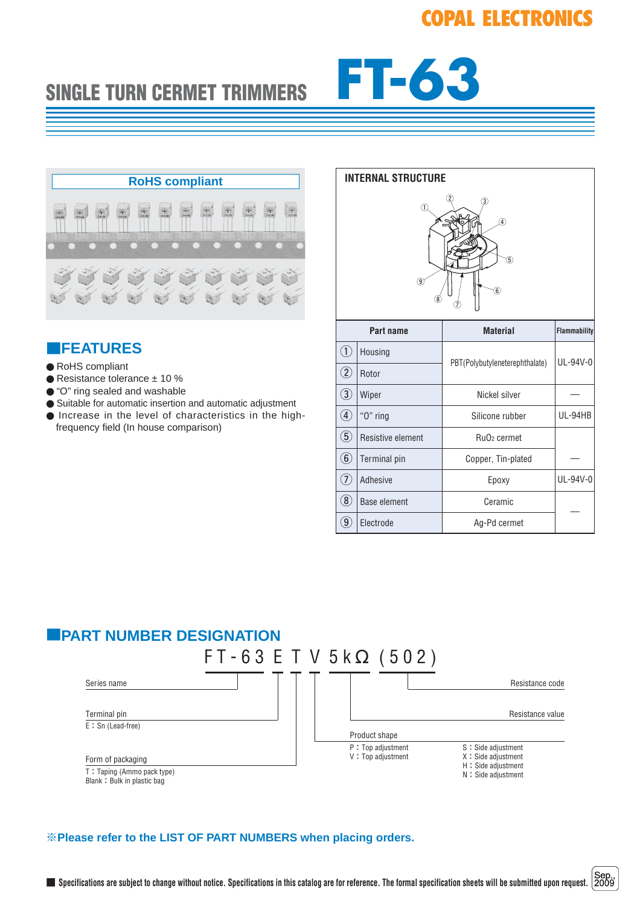COPAL ELECTRONICS

# SINGLE TURN CERMET TRIMMERS FT-63

RoHS compliant

## FEATURES

- RoHS compliant
- Resistance tolerance ± 10 %
- "O" ring sealed and washable
- Suitable for automatic insertion and automatic adjustment
- Increase in the level of characteristics in the high-frequency field (In house comparison)

## INTERNAL STRUCTURE

| | Part name | Material | Flammability |
|---|---|---|---|
| ① | Housing | PBT(Polybutyleneterephthalate) | UL-94V-0 |
| ② | Rotor | | |
| ③ | Wiper | Nickel silver | — |
| ④ | "O" ring | Silicone rubber | UL-94HB |
| ⑤ | Resistive element | $RuO_2$ cermet | — |
| ⑥ | Terminal pin | Copper, Tin-plated | |
| ⑦ | Adhesive | Epoxy | UL-94V-0 |
| ⑧ | Base element | Ceramic | — |
| ⑨ | Electrode | Ag-Pd cermet | |

## PART NUMBER DESIGNATION

FT-63 E T V 5kΩ (502)

- Series name (FT-63)
- Terminal pin (E)
  - E : Sn (Lead-free)
- Form of packaging (T)
  - T : Taping (Ammo pack type)
  - Blank : Bulk in plastic bag
- Product shape (V)
  - P : Top adjustment
  - V : Top adjustment
  - S : Side adjustment
  - X : Side adjustment
  - H : Side adjustment
  - N : Side adjustment
- Resistance value (5kΩ)
- Resistance code (502)

※Please refer to the LIST OF PART NUMBERS when placing orders.

■ Specifications are subject to change without notice. Specifications in this catalog are for reference. The formal specification sheets will be submitted upon request.

Sep., 2009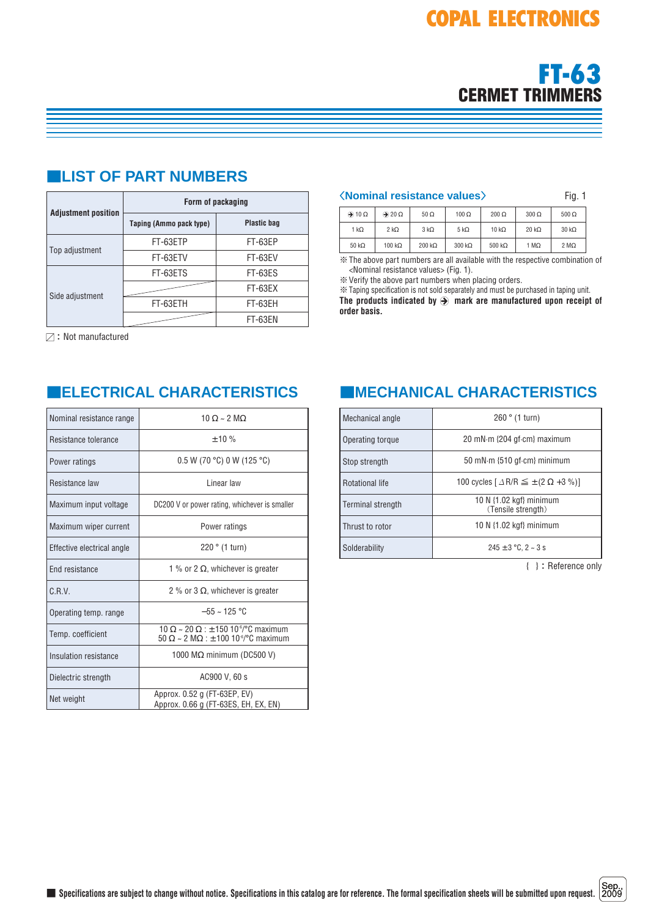# COPAL ELECTRONICS

# FT-63
## CERMET TRIMMERS

## ■LIST OF PART NUMBERS

| Adjustment position | Form of packaging | |
|---|---|---|
| | Taping (Ammo pack type) | Plastic bag |
| Top adjustment | FT-63ETP | FT-63EP |
| | FT-63ETV | FT-63EV |
| Side adjustment | FT-63ETS | FT-63ES |
| | ⧄ | FT-63EX |
| | FT-63ETH | FT-63EH |
| | ⧄ | FT-63EN |

⧄ : Not manufactured

**〈Nominal resistance values〉** Fig. 1

| ➔ 10 Ω | ➔ 20 Ω | 50 Ω | 100 Ω | 200 Ω | 300 Ω | 500 Ω |
|---|---|---|---|---|---|---|
| 1 kΩ | 2 kΩ | 3 kΩ | 5 kΩ | 10 kΩ | 20 kΩ | 30 kΩ |
| 50 kΩ | 100 kΩ | 200 kΩ | 300 kΩ | 500 kΩ | 1 MΩ | 2 MΩ |

※ The above part numbers are all available with the respective combination of <Nominal resistance values> (Fig. 1).
※ Verify the above part numbers when placing orders.
※ Taping specification is not sold separately and must be purchased in taping unit.

**The products indicated by ➔ mark are manufactured upon receipt of order basis.**

## ■ELECTRICAL CHARACTERISTICS

| | |
|---|---|
| Nominal resistance range | 10 Ω ~ 2 MΩ |
| Resistance tolerance | ±10 % |
| Power ratings | 0.5 W (70 °C) 0 W (125 °C) |
| Resistance law | Linear law |
| Maximum input voltage | DC200 V or power rating, whichever is smaller |
| Maximum wiper current | Power ratings |
| Effective electrical angle | 220 ° (1 turn) |
| End resistance | 1 % or 2 Ω, whichever is greater |
| C.R.V. | 2 % or 3 Ω, whichever is greater |
| Operating temp. range | –55 ~ 125 °C |
| Temp. coefficient | 10 Ω ~ 20 Ω : ±150 $10^{-6}$/°C maximum<br>50 Ω ~ 2 MΩ : ±100 $10^{-6}$/°C maximum |
| Insulation resistance | 1000 MΩ minimum (DC500 V) |
| Dielectric strength | AC900 V, 60 s |
| Net weight | Approx. 0.52 g (FT-63EP, EV)<br>Approx. 0.66 g (FT-63ES, EH, EX, EN) |

## ■MECHANICAL CHARACTERISTICS

| | |
|---|---|
| Mechanical angle | 260 ° (1 turn) |
| Operating torque | 20 mN·m {204 gf·cm} maximum |
| Stop strength | 50 mN·m {510 gf·cm} minimum |
| Rotational life | 100 cycles [ $\Delta R/R \leqq \pm(2\ \Omega + 3\ \%)$ ] |
| Terminal strength | 10 N {1.02 kgf} minimum<br>(Tensile strength) |
| Thrust to rotor | 10 N {1.02 kgf} minimum |
| Solderability | 245 ±3 °C, 2 ~ 3 s |

{ } : Reference only

■ Specifications are subject to change without notice. Specifications in this catalog are for reference. The formal specification sheets will be submitted upon request.

Sep., 2009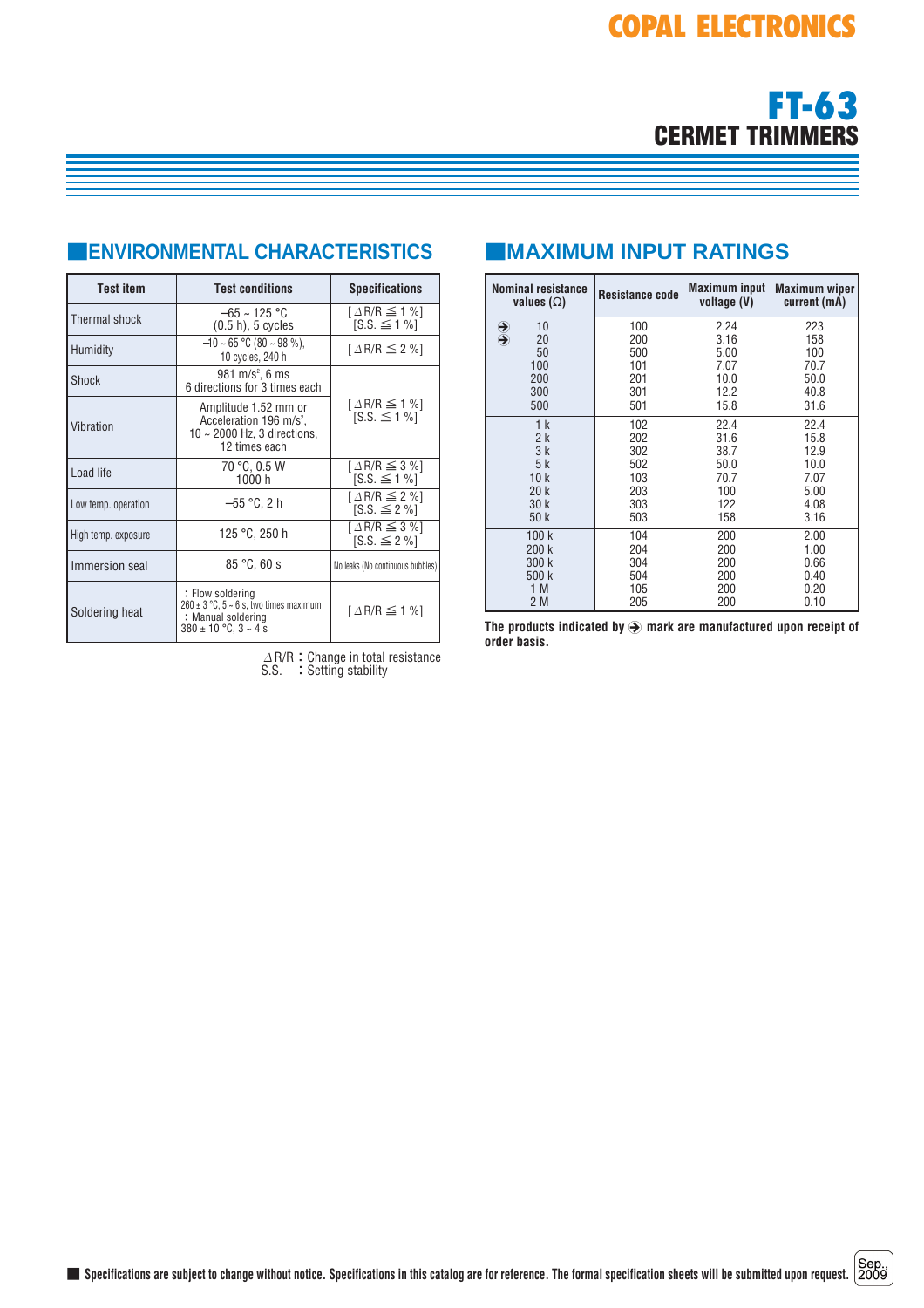COPAL ELECTRONICS

# FT-63
## CERMET TRIMMERS

## ■ENVIRONMENTAL CHARACTERISTICS

| Test item | Test conditions | Specifications |
|---|---|---|
| Thermal shock | –65 ~ 125 °C (0.5 h), 5 cycles | [ ⊿R/R ≦ 1 %] [S.S. ≦ 1 %] |
| Humidity | –10 ~ 65 °C (80 ~ 98 %), 10 cycles, 240 h | [ ⊿R/R ≦ 2 %] |
| Shock | 981 m/s$^2$, 6 ms 6 directions for 3 times each | [ ⊿R/R ≦ 1 %] [S.S. ≦ 1 %] |
| Vibration | Amplitude 1.52 mm or Acceleration 196 m/s$^2$, 10 ~ 2000 Hz, 3 directions, 12 times each | [ ⊿R/R ≦ 1 %] [S.S. ≦ 1 %] |
| Load life | 70 °C, 0.5 W 1000 h | [ ⊿R/R ≦ 3 %] [S.S. ≦ 1 %] |
| Low temp. operation | –55 °C, 2 h | [ ⊿R/R ≦ 2 %] [S.S. ≦ 2 %] |
| High temp. exposure | 125 °C, 250 h | [ ⊿R/R ≦ 3 %] [S.S. ≦ 2 %] |
| Immersion seal | 85 °C, 60 s | No leaks (No continuous bubbles) |
| Soldering heat | : Flow soldering 260 ± 3 °C, 5 ~ 6 s, two times maximum : Manual soldering 380 ± 10 °C, 3 ~ 4 s | [ ⊿R/R ≦ 1 %] |

⊿R/R : Change in total resistance
S.S. : Setting stability

## ■MAXIMUM INPUT RATINGS

| Nominal resistance values (Ω) | Resistance code | Maximum input voltage (V) | Maximum wiper current (mA) |
|---|---|---|---|
| ➔ 10 | 100 | 2.24 | 223 |
| ➔ 20 | 200 | 3.16 | 158 |
| 50 | 500 | 5.00 | 100 |
| 100 | 101 | 7.07 | 70.7 |
| 200 | 201 | 10.0 | 50.0 |
| 300 | 301 | 12.2 | 40.8 |
| 500 | 501 | 15.8 | 31.6 |
| 1 k | 102 | 22.4 | 22.4 |
| 2 k | 202 | 31.6 | 15.8 |
| 3 k | 302 | 38.7 | 12.9 |
| 5 k | 502 | 50.0 | 10.0 |
| 10 k | 103 | 70.7 | 7.07 |
| 20 k | 203 | 100 | 5.00 |
| 30 k | 303 | 122 | 4.08 |
| 50 k | 503 | 158 | 3.16 |
| 100 k | 104 | 200 | 2.00 |
| 200 k | 204 | 200 | 1.00 |
| 300 k | 304 | 200 | 0.66 |
| 500 k | 504 | 200 | 0.40 |
| 1 M | 105 | 200 | 0.20 |
| 2 M | 205 | 200 | 0.10 |

**The products indicated by ➔ mark are manufactured upon receipt of order basis.**

■ Specifications are subject to change without notice. Specifications in this catalog are for reference. The formal specification sheets will be submitted upon request.

Sep., 2009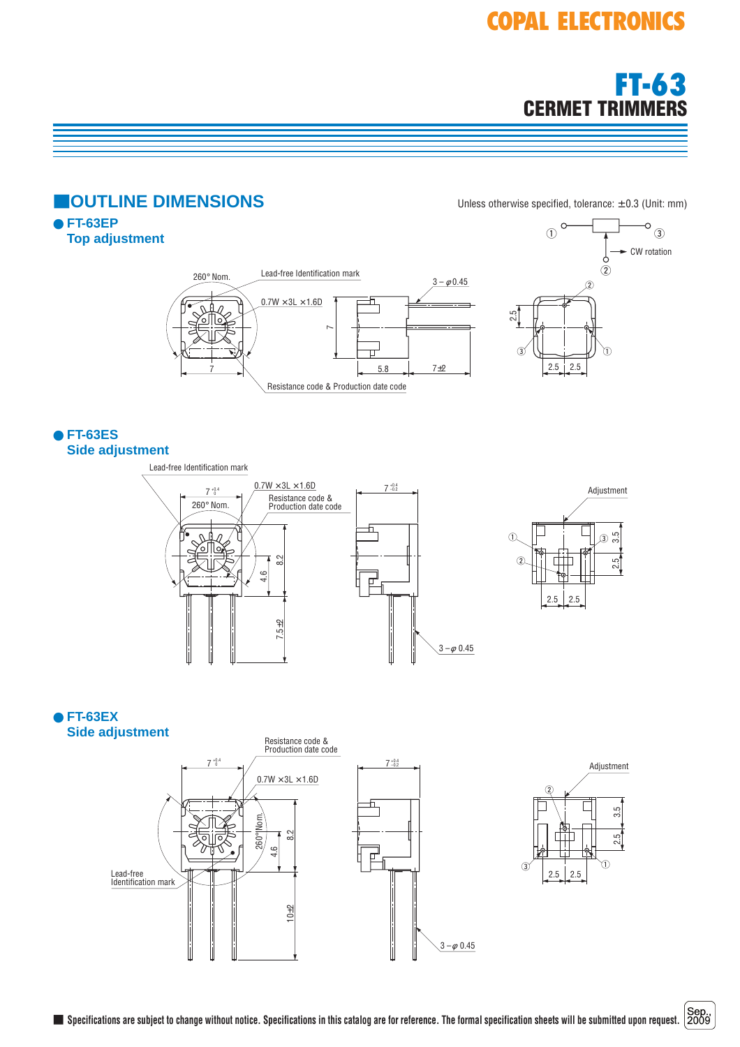# FT-63

## CERMET TRIMMERS

## OUTLINE DIMENSIONS

Unless otherwise specified, tolerance: ±0.3 (Unit: mm)

### ● FT-63EP
### Top adjustment

① ③ ② CW rotation

260° Nom.

Lead-free Identification mark

0.7W ×3L ×1.6D

3 − φ0.45

7

7

5.8

7±2

2.5

2.5 2.5

Resistance code & Production date code

### ● FT-63ES
### Side adjustment

Lead-free Identification mark

$7^{+0.4}_{0}$

260° Nom.

0.7W ×3L ×1.6D

Resistance code & Production date code

4.6

8.2

7.5±2

$7^{+0.4}_{-0.2}$

3 − φ 0.45

Adjustment

3.5

2.5

2.5 2.5

### ● FT-63EX
### Side adjustment

Resistance code & Production date code

$7^{+0.4}_{0}$

0.7W ×3L ×1.6D

260°Nom.

4.6

8.2

10±2

Lead-free Identification mark

$7^{+0.4}_{-0.2}$

3 − φ 0.45

Adjustment

3.5

2.5

2.5 2.5

■ Specifications are subject to change without notice. Specifications in this catalog are for reference. The formal specification sheets will be submitted upon request.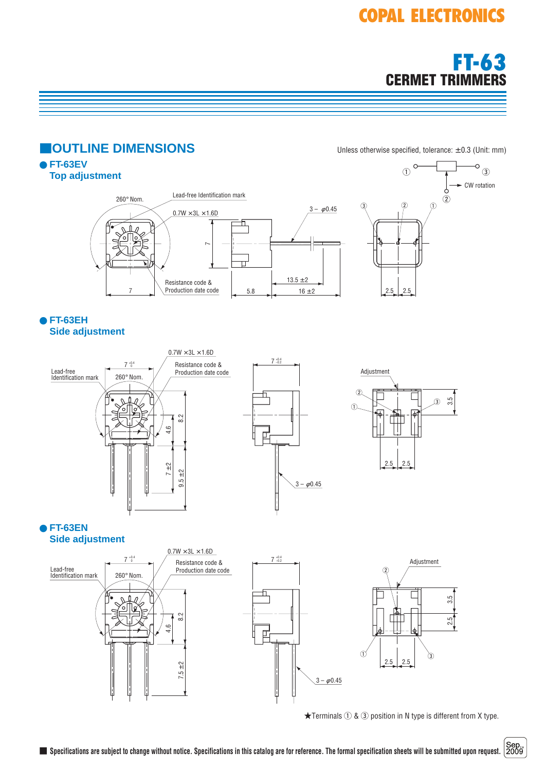COPAL ELECTRONICS

# FT-63
## CERMET TRIMMERS

## OUTLINE DIMENSIONS

Unless otherwise specified, tolerance: ±0.3 (Unit: mm)

### ● FT-63EV
**Top adjustment**

① ③ ② CW rotation

260° Nom.

Lead-free Identification mark

0.7W ×3L ×1.6D

3 − φ0.45

7

Resistance code & Production date code

7

5.8

13.5 ±2

16 ±2

③ ② ①

2.5 2.5

### ● FT-63EH
**Side adjustment**

0.7W ×3L ×1.6D

Lead-free Identification mark

$7^{+0.4}_{0}$

260° Nom.

Resistance code & Production date code

8.2

4.6

7 ±2

9.5 ±2

$7^{+0.4}_{-0.2}$

3 − φ0.45

Adjustment

② ① ③

3.5

2.5 2.5

### ● FT-63EN
**Side adjustment**

0.7W ×3L ×1.6D

Lead-free Identification mark

$7^{+0.4}_{0}$

260° Nom.

Resistance code & Production date code

8.2

4.6

7.5 ±2

$7^{+0.4}_{-0.2}$

3 − φ0.45

Adjustment

② ① ③

3.5

2.5

2.5 2.5

★Terminals ① & ③ position in N type is different from X type.

■ Specifications are subject to change without notice. Specifications in this catalog are for reference. The formal specification sheets will be submitted upon request.

Sep., 2009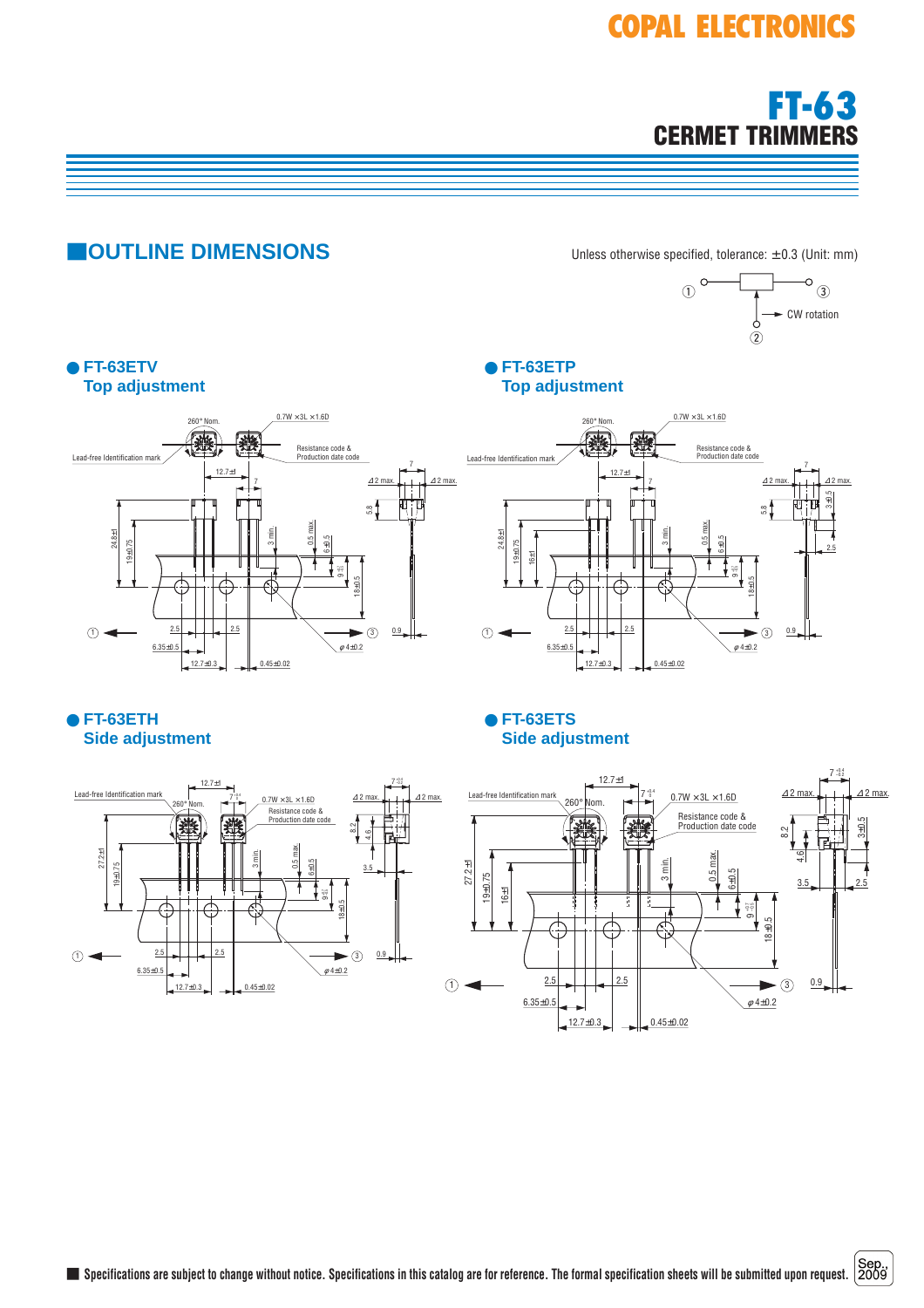# FT-63
## CERMET TRIMMERS

## OUTLINE DIMENSIONS

Unless otherwise specified, tolerance: ±0.3 (Unit: mm)

① ③ CW rotation ②

### ● FT-63ETV
**Top adjustment**

260° Nom. 0.7W × 3L × 1.6D
Lead-free Identification mark
Resistance code & Production date code
12.7±1, 7, 7
⊿2 max. ⊿2 max.
5.8
24.8±1, 19±0.75, 3 min., 0.5 max., 6±0.5, 9 +0.5/−0, 18±0.5
① ③
2.5, 2.5, 6.35±0.5, 12.7±0.3, 0.45±0.02, φ4±0.2, 0.9

### ● FT-63ETP
**Top adjustment**

260° Nom. 0.7W × 3L × 1.6D
Lead-free Identification mark
Resistance code & Production date code
12.7±1, 7, 7
⊿2 max. ⊿2 max.
5.8, 3±0.5, 2.5
24.8±1, 19±0.75, 16±1, 3 min., 0.5 max., 6±0.5, 9 +0.5/−0, 18±0.5
① ③
2.5, 2.5, 6.35±0.5, 12.7±0.3, 0.45±0.02, φ4±0.2, 0.9

### ● FT-63ETH
**Side adjustment**

Lead-free Identification mark
12.7±1, 7 +0.4/−0.2, 7 +0.4/−0.2
260° Nom. 0.7W × 3L × 1.6D
Resistance code & Production date code
⊿2 max. ⊿2 max.
8.2, 4.6, 3.5
27.2±1, 19±0.75, 3 min., 0.5 max., 6±0.5, 9 +0.5/−0, 18±0.5
① ③
2.5, 2.5, 6.35±0.5, 12.7±0.3, 0.45±0.02, φ4±0.2, 0.9

### ● FT-63ETS
**Side adjustment**

Lead-free Identification mark
12.7±1, 7 +0.4/−0.2, 7 +0.4/−0.2
260° Nom. 0.7W × 3L × 1.6D
Resistance code & Production date code
⊿2 max. ⊿2 max.
8.2, 4.6, 3±0.5, 3.5, 2.5
27.2±1, 19±0.75, 16±1, 3 min., 0.5 max., 6±0.5, 9 +0.5/−0, 18±0.5
① ③
2.5, 2.5, 6.35±0.5, 12.7±0.3, 0.45±0.02, φ4±0.2, 0.9

■ Specifications are subject to change without notice. Specifications in this catalog are for reference. The formal specification sheets will be submitted upon request.

Sep., 2009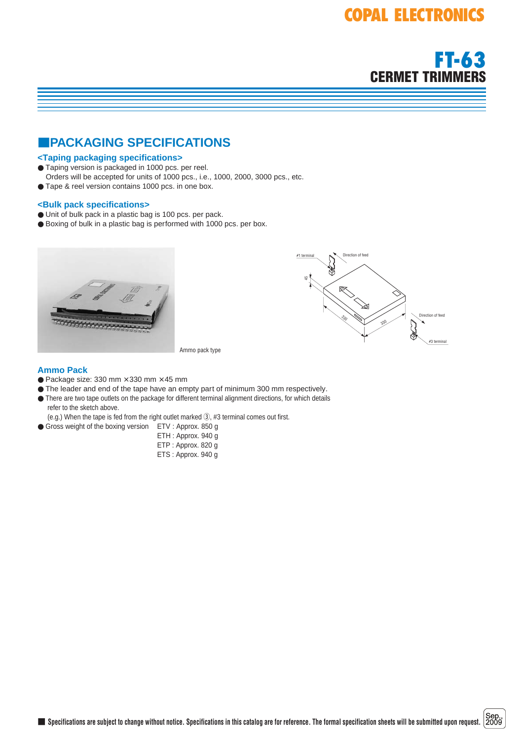# FT-63
## CERMET TRIMMERS

## PACKAGING SPECIFICATIONS

### <Taping packaging specifications>

- Taping version is packaged in 1000 pcs. per reel.
  Orders will be accepted for units of 1000 pcs., i.e., 1000, 2000, 3000 pcs., etc.
- Tape & reel version contains 1000 pcs. in one box.

### <Bulk pack specifications>

- Unit of bulk pack in a plastic bag is 100 pcs. per pack.
- Boxing of bulk in a plastic bag is performed with 1000 pcs. per box.

Ammo pack type

#1 terminal
Direction of feed
45
330
330
Direction of feed
#3 terminal

### Ammo Pack

- Package size: 330 mm ×330 mm ×45 mm
- The leader and end of the tape have an empty part of minimum 300 mm respectively.
- There are two tape outlets on the package for different terminal alignment directions, for which details refer to the sketch above.
  (e.g.) When the tape is fed from the right outlet marked ③, #3 terminal comes out first.
- Gross weight of the boxing version
  - ETV : Approx. 850 g
  - ETH : Approx. 940 g
  - ETP : Approx. 820 g
  - ETS : Approx. 940 g

■ Specifications are subject to change without notice. Specifications in this catalog are for reference. The formal specification sheets will be submitted upon request.